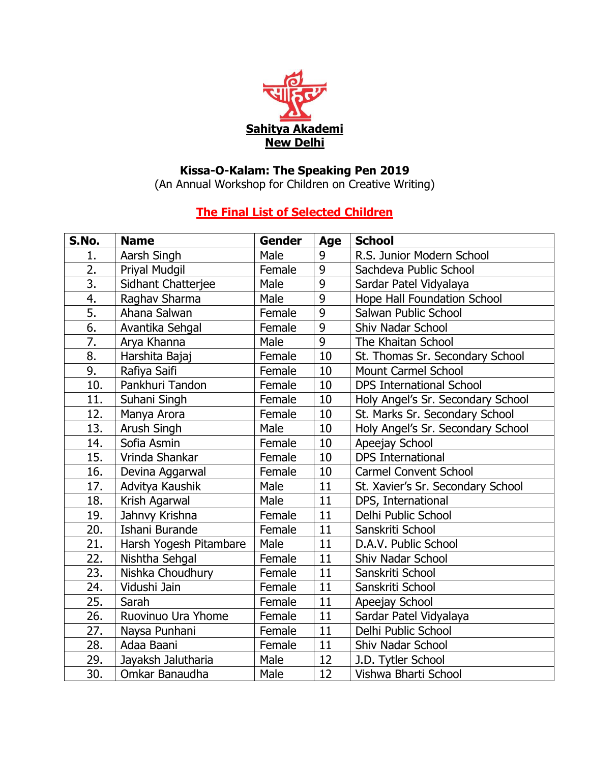**Sahitya Akademi**
**New Delhi**

## Kissa-O-Kalam: The Speaking Pen 2019

(An Annual Workshop for Children on Creative Writing)

### The Final List of Selected Children

| S.No. | Name | Gender | Age | School |
|---|---|---|---|---|
| 1. | Aarsh Singh | Male | 9 | R.S. Junior Modern School |
| 2. | Priyal Mudgil | Female | 9 | Sachdeva Public School |
| 3. | Sidhant Chatterjee | Male | 9 | Sardar Patel Vidyalaya |
| 4. | Raghav Sharma | Male | 9 | Hope Hall Foundation School |
| 5. | Ahana Salwan | Female | 9 | Salwan Public School |
| 6. | Avantika Sehgal | Female | 9 | Shiv Nadar School |
| 7. | Arya Khanna | Male | 9 | The Khaitan School |
| 8. | Harshita Bajaj | Female | 10 | St. Thomas Sr. Secondary School |
| 9. | Rafiya Saifi | Female | 10 | Mount Carmel School |
| 10. | Pankhuri Tandon | Female | 10 | DPS International School |
| 11. | Suhani Singh | Female | 10 | Holy Angel's Sr. Secondary School |
| 12. | Manya Arora | Female | 10 | St. Marks Sr. Secondary School |
| 13. | Arush Singh | Male | 10 | Holy Angel's Sr. Secondary School |
| 14. | Sofia Asmin | Female | 10 | Apeejay School |
| 15. | Vrinda Shankar | Female | 10 | DPS International |
| 16. | Devina Aggarwal | Female | 10 | Carmel Convent School |
| 17. | Advitya Kaushik | Male | 11 | St. Xavier's Sr. Secondary School |
| 18. | Krish Agarwal | Male | 11 | DPS, International |
| 19. | Jahnvy Krishna | Female | 11 | Delhi Public School |
| 20. | Ishani Burande | Female | 11 | Sanskriti School |
| 21. | Harsh Yogesh Pitambare | Male | 11 | D.A.V. Public School |
| 22. | Nishtha Sehgal | Female | 11 | Shiv Nadar School |
| 23. | Nishka Choudhury | Female | 11 | Sanskriti School |
| 24. | Vidushi Jain | Female | 11 | Sanskriti School |
| 25. | Sarah | Female | 11 | Apeejay School |
| 26. | Ruovinuo Ura Yhome | Female | 11 | Sardar Patel Vidyalaya |
| 27. | Naysa Punhani | Female | 11 | Delhi Public School |
| 28. | Adaa Baani | Female | 11 | Shiv Nadar School |
| 29. | Jayaksh Jalutharia | Male | 12 | J.D. Tytler School |
| 30. | Omkar Banaudha | Male | 12 | Vishwa Bharti School |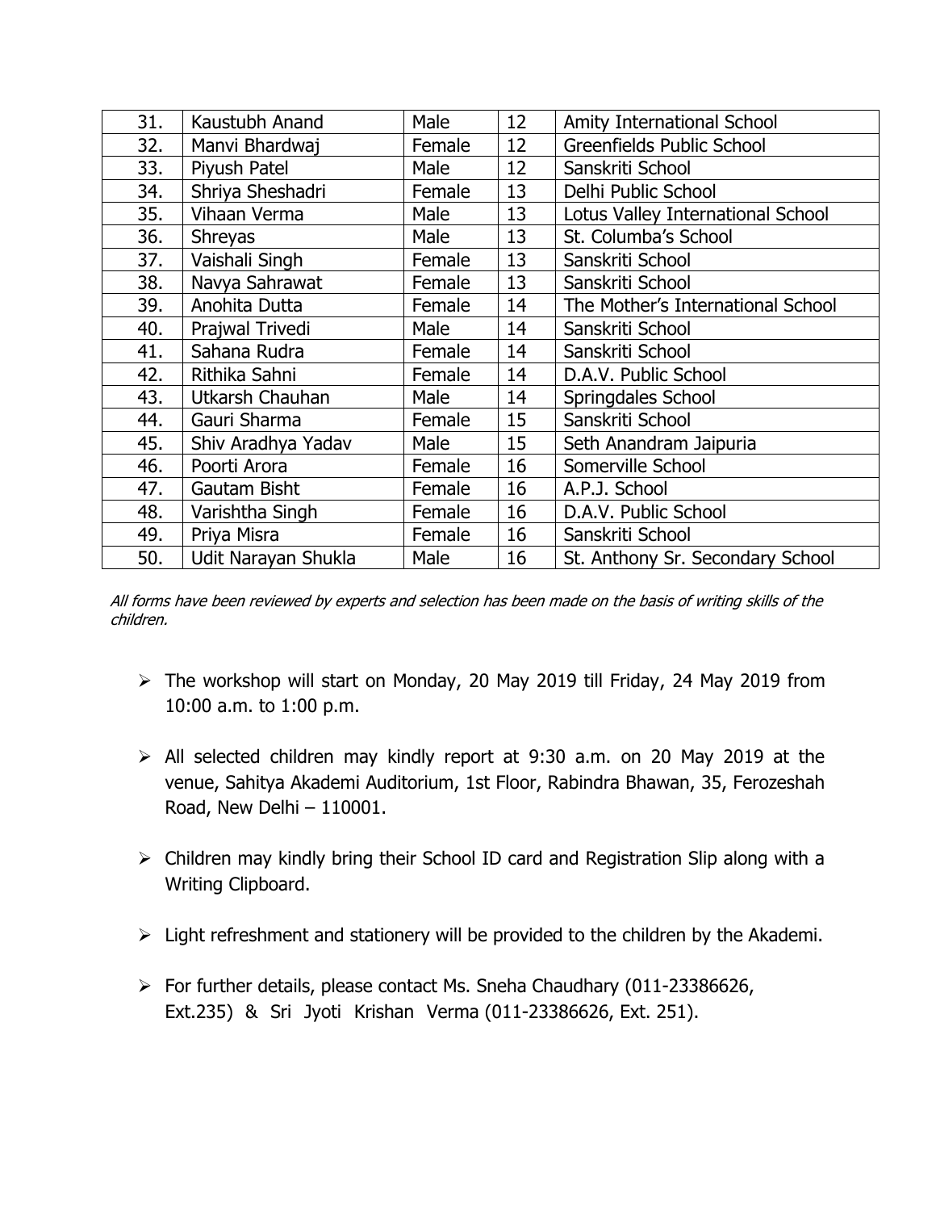| | | | | |
|---|---|---|---|---|
| 31. | Kaustubh Anand | Male | 12 | Amity International School |
| 32. | Manvi Bhardwaj | Female | 12 | Greenfields Public School |
| 33. | Piyush Patel | Male | 12 | Sanskriti School |
| 34. | Shriya Sheshadri | Female | 13 | Delhi Public School |
| 35. | Vihaan Verma | Male | 13 | Lotus Valley International School |
| 36. | Shreyas | Male | 13 | St. Columba's School |
| 37. | Vaishali Singh | Female | 13 | Sanskriti School |
| 38. | Navya Sahrawat | Female | 13 | Sanskriti School |
| 39. | Anohita Dutta | Female | 14 | The Mother's International School |
| 40. | Prajwal Trivedi | Male | 14 | Sanskriti School |
| 41. | Sahana Rudra | Female | 14 | Sanskriti School |
| 42. | Rithika Sahni | Female | 14 | D.A.V. Public School |
| 43. | Utkarsh Chauhan | Male | 14 | Springdales School |
| 44. | Gauri Sharma | Female | 15 | Sanskriti School |
| 45. | Shiv Aradhya Yadav | Male | 15 | Seth Anandram Jaipuria |
| 46. | Poorti Arora | Female | 16 | Somerville School |
| 47. | Gautam Bisht | Female | 16 | A.P.J. School |
| 48. | Varishtha Singh | Female | 16 | D.A.V. Public School |
| 49. | Priya Misra | Female | 16 | Sanskriti School |
| 50. | Udit Narayan Shukla | Male | 16 | St. Anthony Sr. Secondary School |

*All forms have been reviewed by experts and selection has been made on the basis of writing skills of the children.*

- The workshop will start on Monday, 20 May 2019 till Friday, 24 May 2019 from 10:00 a.m. to 1:00 p.m.

- All selected children may kindly report at 9:30 a.m. on 20 May 2019 at the venue, Sahitya Akademi Auditorium, 1st Floor, Rabindra Bhawan, 35, Ferozeshah Road, New Delhi – 110001.

- Children may kindly bring their School ID card and Registration Slip along with a Writing Clipboard.

- Light refreshment and stationery will be provided to the children by the Akademi.

- For further details, please contact Ms. Sneha Chaudhary (011-23386626, Ext.235) & Sri Jyoti Krishan Verma (011-23386626, Ext. 251).